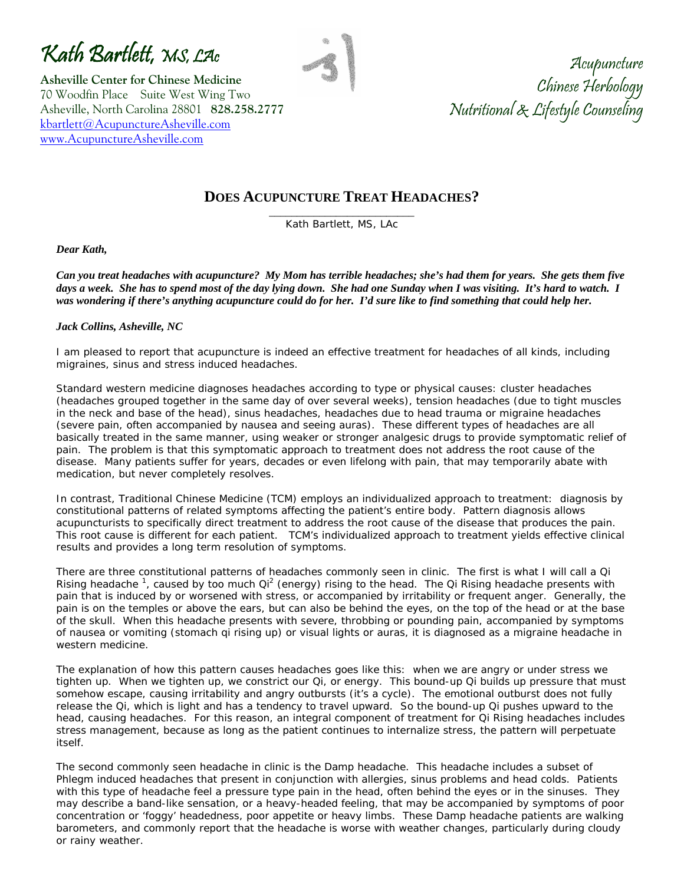# Kath Bartlett, MS, LAc

**Asheville Center for Chinese Medicine**
70 Woodfin Place Suite West Wing Two
Asheville, North Carolina 28801 **828.258.2777**
kbartlett@AcupunctureAsheville.com
www.AcupunctureAsheville.com

Acupuncture
Chinese Herbology
Nutritional & Lifestyle Counseling

## DOES ACUPUNCTURE TREAT HEADACHES?

Kath Bartlett, MS, LAc

***Dear Kath,***

***Can you treat headaches with acupuncture? My Mom has terrible headaches; she's had them for years. She gets them five days a week. She has to spend most of the day lying down. She had one Sunday when I was visiting. It's hard to watch. I was wondering if there's anything acupuncture could do for her. I'd sure like to find something that could help her.***

***Jack Collins, Asheville, NC***

I am pleased to report that acupuncture is indeed an effective treatment for headaches of all kinds, including migraines, sinus and stress induced headaches.

Standard western medicine diagnoses headaches according to type or physical causes: cluster headaches (headaches grouped together in the same day of over several weeks), tension headaches (due to tight muscles in the neck and base of the head), sinus headaches, headaches due to head trauma or migraine headaches (severe pain, often accompanied by nausea and seeing auras). These different types of headaches are all basically treated in the same manner, using weaker or stronger analgesic drugs to provide symptomatic relief of pain. The problem is that this symptomatic approach to treatment does not address the root cause of the disease. Many patients suffer for years, decades or even lifelong with pain, that may temporarily abate with medication, but never completely resolves.

In contrast, Traditional Chinese Medicine (TCM) employs an individualized approach to treatment: diagnosis by constitutional patterns of related symptoms affecting the patient's entire body. Pattern diagnosis allows acupuncturists to specifically direct treatment to address the root cause of the disease that produces the pain. This root cause is different for each patient. TCM's individualized approach to treatment yields effective clinical results and provides a long term resolution of symptoms.

There are three constitutional patterns of headaches commonly seen in clinic. The first is what I will call a Qi Rising headache [1], caused by too much Qi[2] (energy) rising to the head. The Qi Rising headache presents with pain that is induced by or worsened with stress, or accompanied by irritability or frequent anger. Generally, the pain is on the temples or above the ears, but can also be behind the eyes, on the top of the head or at the base of the skull. When this headache presents with severe, throbbing or pounding pain, accompanied by symptoms of nausea or vomiting (stomach qi rising up) or visual lights or auras, it is diagnosed as a migraine headache in western medicine.

The explanation of how this pattern causes headaches goes like this: when we are angry or under stress we tighten up. When we tighten up, we constrict our Qi, or energy. This bound-up Qi builds up pressure that must somehow escape, causing irritability and angry outbursts (it's a cycle). The emotional outburst does not fully release the Qi, which is light and has a tendency to travel upward. So the bound-up Qi pushes upward to the head, causing headaches. For this reason, an integral component of treatment for Qi Rising headaches includes stress management, because as long as the patient continues to internalize stress, the pattern will perpetuate itself.

The second commonly seen headache in clinic is the Damp headache. This headache includes a subset of Phlegm induced headaches that present in conjunction with allergies, sinus problems and head colds. Patients with this type of headache feel a pressure type pain in the head, often behind the eyes or in the sinuses. They may describe a band-like sensation, or a heavy-headed feeling, that may be accompanied by symptoms of poor concentration or 'foggy' headedness, poor appetite or heavy limbs. These Damp headache patients are walking barometers, and commonly report that the headache is worse with weather changes, particularly during cloudy or rainy weather.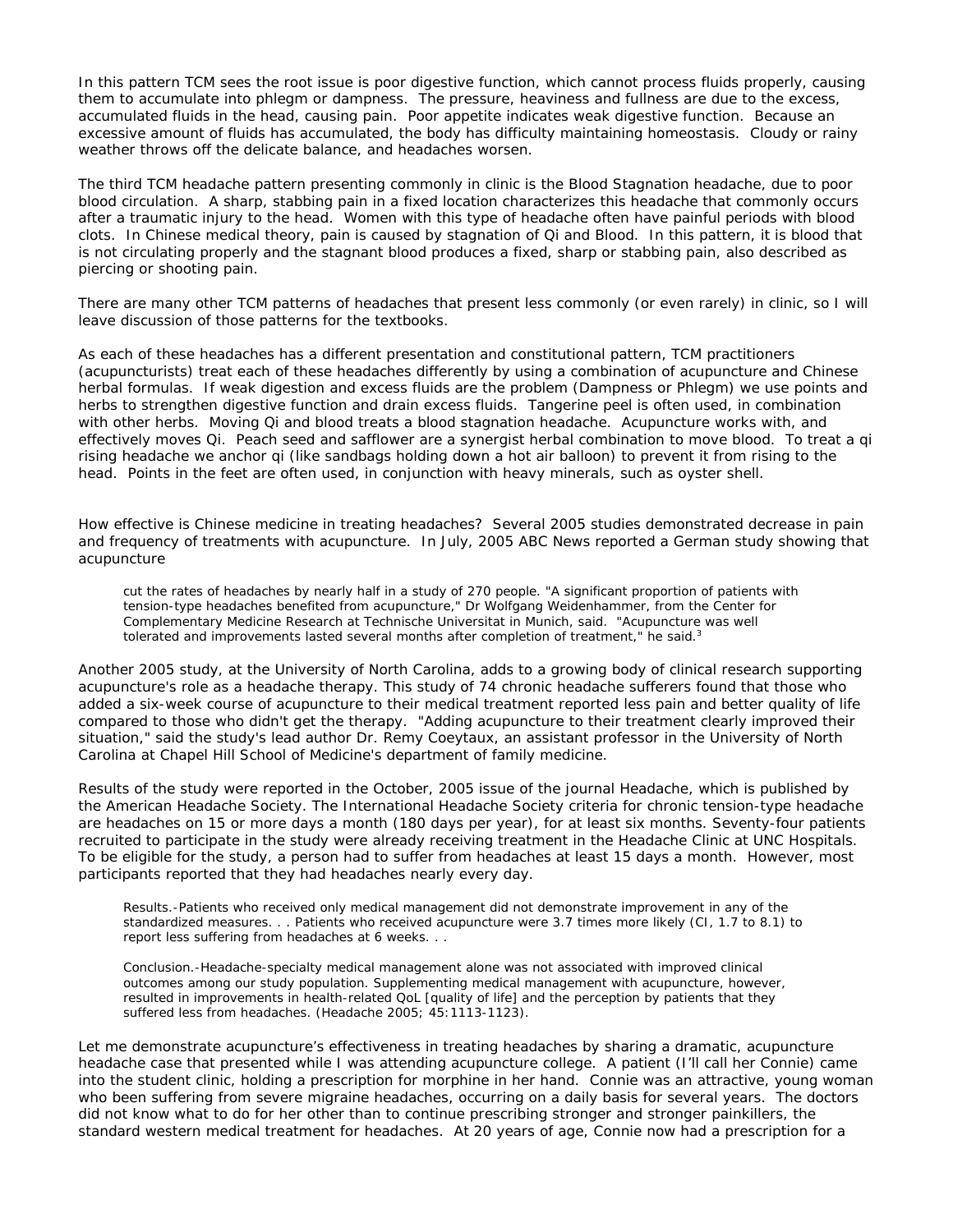In this pattern TCM sees the root issue is poor digestive function, which cannot process fluids properly, causing them to accumulate into phlegm or dampness. The pressure, heaviness and fullness are due to the excess, accumulated fluids in the head, causing pain. Poor appetite indicates weak digestive function. Because an excessive amount of fluids has accumulated, the body has difficulty maintaining homeostasis. Cloudy or rainy weather throws off the delicate balance, and headaches worsen.

The third TCM headache pattern presenting commonly in clinic is the Blood Stagnation headache, due to poor blood circulation. A sharp, stabbing pain in a fixed location characterizes this headache that commonly occurs after a traumatic injury to the head. Women with this type of headache often have painful periods with blood clots. In Chinese medical theory, pain is caused by stagnation of Qi and Blood. In this pattern, it is blood that is not circulating properly and the stagnant blood produces a fixed, sharp or stabbing pain, also described as piercing or shooting pain.

There are many other TCM patterns of headaches that present less commonly (or even rarely) in clinic, so I will leave discussion of those patterns for the textbooks.

As each of these headaches has a different presentation and constitutional pattern, TCM practitioners (acupuncturists) treat each of these headaches differently by using a combination of acupuncture and Chinese herbal formulas. If weak digestion and excess fluids are the problem (Dampness or Phlegm) we use points and herbs to strengthen digestive function and drain excess fluids. Tangerine peel is often used, in combination with other herbs. Moving Qi and blood treats a blood stagnation headache. Acupuncture works with, and effectively moves Qi. Peach seed and safflower are a synergist herbal combination to move blood. To treat a qi rising headache we anchor qi (like sandbags holding down a hot air balloon) to prevent it from rising to the head. Points in the feet are often used, in conjunction with heavy minerals, such as oyster shell.

How effective is Chinese medicine in treating headaches? Several 2005 studies demonstrated decrease in pain and frequency of treatments with acupuncture. In July, 2005 ABC News reported a German study showing that acupuncture

> cut the rates of headaches by nearly half in a study of 270 people. "A significant proportion of patients with tension-type headaches benefited from acupuncture," Dr Wolfgang Weidenhammer, from the Center for Complementary Medicine Research at Technische Universitat in Munich, said. "Acupuncture was well tolerated and improvements lasted several months after completion of treatment," he said.[3]

Another 2005 study, at the University of North Carolina, adds to a growing body of clinical research supporting acupuncture's role as a headache therapy. This study of 74 chronic headache sufferers found that those who added a six-week course of acupuncture to their medical treatment reported less pain and better quality of life compared to those who didn't get the therapy. "Adding acupuncture to their treatment clearly improved their situation," said the study's lead author Dr. Remy Coeytaux, an assistant professor in the University of North Carolina at Chapel Hill School of Medicine's department of family medicine.

Results of the study were reported in the October, 2005 issue of the journal Headache, which is published by the American Headache Society. The International Headache Society criteria for chronic tension-type headache are headaches on 15 or more days a month (180 days per year), for at least six months. Seventy-four patients recruited to participate in the study were already receiving treatment in the Headache Clinic at UNC Hospitals. To be eligible for the study, a person had to suffer from headaches at least 15 days a month. However, most participants reported that they had headaches nearly every day.

> Results.-Patients who received only medical management did not demonstrate improvement in any of the standardized measures. . . Patients who received acupuncture were 3.7 times more likely (CI, 1.7 to 8.1) to report less suffering from headaches at 6 weeks. . .
>
> Conclusion.-Headache-specialty medical management alone was not associated with improved clinical outcomes among our study population. Supplementing medical management with acupuncture, however, resulted in improvements in health-related QoL [quality of life] and the perception by patients that they suffered less from headaches. (Headache 2005; 45:1113-1123).

Let me demonstrate acupuncture's effectiveness in treating headaches by sharing a dramatic, acupuncture headache case that presented while I was attending acupuncture college. A patient (I'll call her Connie) came into the student clinic, holding a prescription for morphine in her hand. Connie was an attractive, young woman who been suffering from severe migraine headaches, occurring on a daily basis for several years. The doctors did not know what to do for her other than to continue prescribing stronger and stronger painkillers, the standard western medical treatment for headaches. At 20 years of age, Connie now had a prescription for a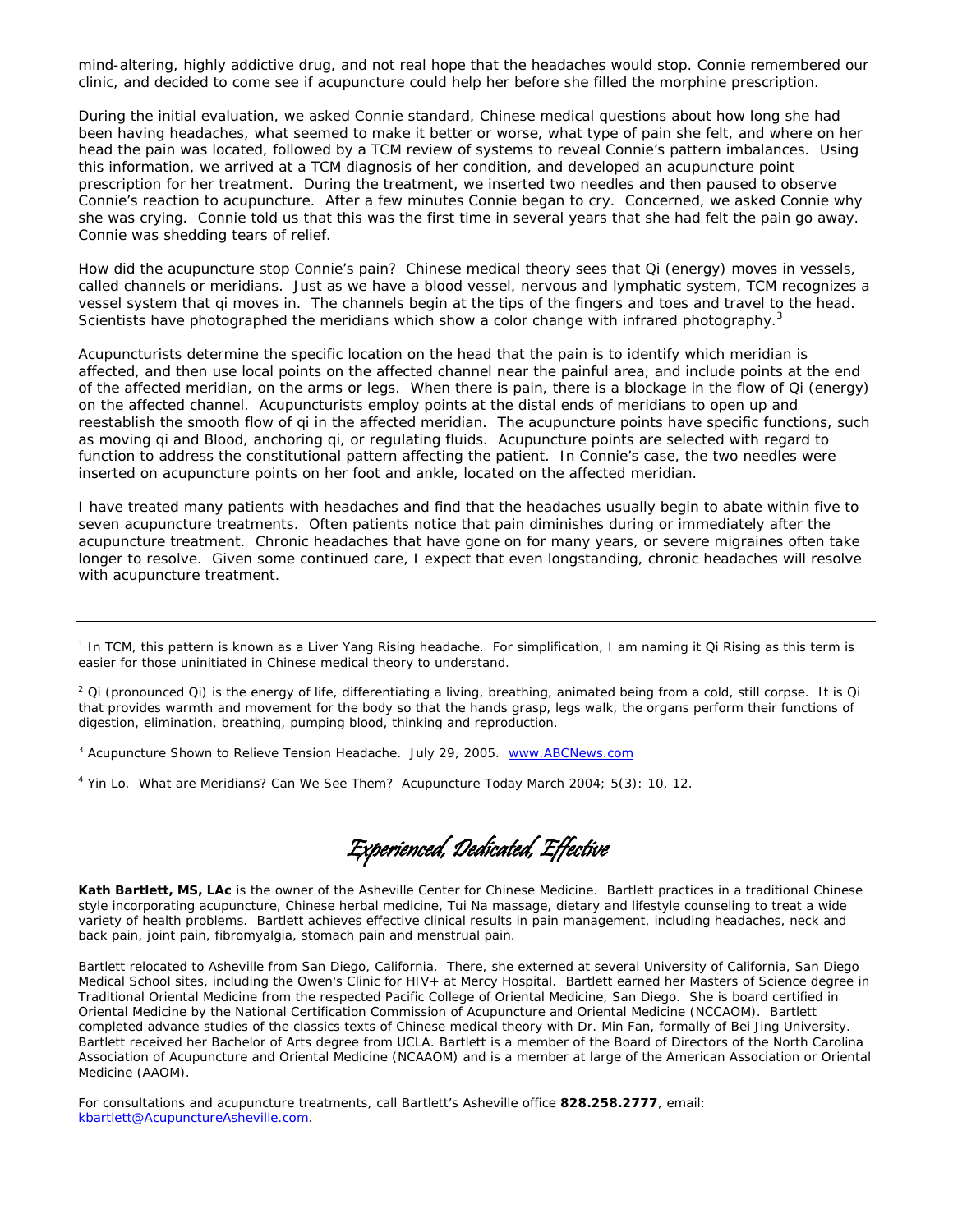mind-altering, highly addictive drug, and not real hope that the headaches would stop. Connie remembered our clinic, and decided to come see if acupuncture could help her before she filled the morphine prescription.

During the initial evaluation, we asked Connie standard, Chinese medical questions about how long she had been having headaches, what seemed to make it better or worse, what type of pain she felt, and where on her head the pain was located, followed by a TCM review of systems to reveal Connie's pattern imbalances. Using this information, we arrived at a TCM diagnosis of her condition, and developed an acupuncture point prescription for her treatment. During the treatment, we inserted two needles and then paused to observe Connie's reaction to acupuncture. After a few minutes Connie began to cry. Concerned, we asked Connie why she was crying. Connie told us that this was the first time in several years that she had felt the pain go away. Connie was shedding tears of relief.

How did the acupuncture stop Connie's pain? Chinese medical theory sees that Qi (energy) moves in vessels, called channels or meridians. Just as we have a blood vessel, nervous and lymphatic system, TCM recognizes a vessel system that qi moves in. The channels begin at the tips of the fingers and toes and travel to the head. Scientists have photographed the meridians which show a color change with infrared photography.[3]

Acupuncturists determine the specific location on the head that the pain is to identify which meridian is affected, and then use local points on the affected channel near the painful area, and include points at the end of the affected meridian, on the arms or legs. When there is pain, there is a blockage in the flow of Qi (energy) on the affected channel. Acupuncturists employ points at the distal ends of meridians to open up and reestablish the smooth flow of qi in the affected meridian. The acupuncture points have specific functions, such as moving qi and Blood, anchoring qi, or regulating fluids. Acupuncture points are selected with regard to function to address the constitutional pattern affecting the patient. In Connie's case, the two needles were inserted on acupuncture points on her foot and ankle, located on the affected meridian.

I have treated many patients with headaches and find that the headaches usually begin to abate within five to seven acupuncture treatments. Often patients notice that pain diminishes during or immediately after the acupuncture treatment. Chronic headaches that have gone on for many years, or severe migraines often take longer to resolve. Given some continued care, I expect that even longstanding, chronic headaches will resolve with acupuncture treatment.

---

[1] In TCM, this pattern is known as a Liver Yang Rising headache. For simplification, I am naming it Qi Rising as this term is easier for those uninitiated in Chinese medical theory to understand.

[2] Qi (pronounced Qi) is the energy of life, differentiating a living, breathing, animated being from a cold, still corpse. It is Qi that provides warmth and movement for the body so that the hands grasp, legs walk, the organs perform their functions of digestion, elimination, breathing, pumping blood, thinking and reproduction.

[3] Acupuncture Shown to Relieve Tension Headache. July 29, 2005. www.ABCNews.com

[4] Yin Lo. What are Meridians? Can We See Them? Acupuncture Today March 2004; 5(3): 10, 12.

*Experienced, Dedicated, Effective*

**Kath Bartlett, MS, LAc** is the owner of the Asheville Center for Chinese Medicine. Bartlett practices in a traditional Chinese style incorporating acupuncture, Chinese herbal medicine, Tui Na massage, dietary and lifestyle counseling to treat a wide variety of health problems. Bartlett achieves effective clinical results in pain management, including headaches, neck and back pain, joint pain, fibromyalgia, stomach pain and menstrual pain.

Bartlett relocated to Asheville from San Diego, California. There, she externed at several University of California, San Diego Medical School sites, including the Owen's Clinic for HIV+ at Mercy Hospital. Bartlett earned her Masters of Science degree in Traditional Oriental Medicine from the respected Pacific College of Oriental Medicine, San Diego. She is board certified in Oriental Medicine by the National Certification Commission of Acupuncture and Oriental Medicine (NCCAOM). Bartlett completed advance studies of the classics texts of Chinese medical theory with Dr. Min Fan, formally of Bei Jing University. Bartlett received her Bachelor of Arts degree from UCLA. Bartlett is a member of the Board of Directors of the North Carolina Association of Acupuncture and Oriental Medicine (NCAAOM) and is a member at large of the American Association or Oriental Medicine (AAOM).

For consultations and acupuncture treatments, call Bartlett's Asheville office **828.258.2777**, email: kbartlett@AcupunctureAsheville.com.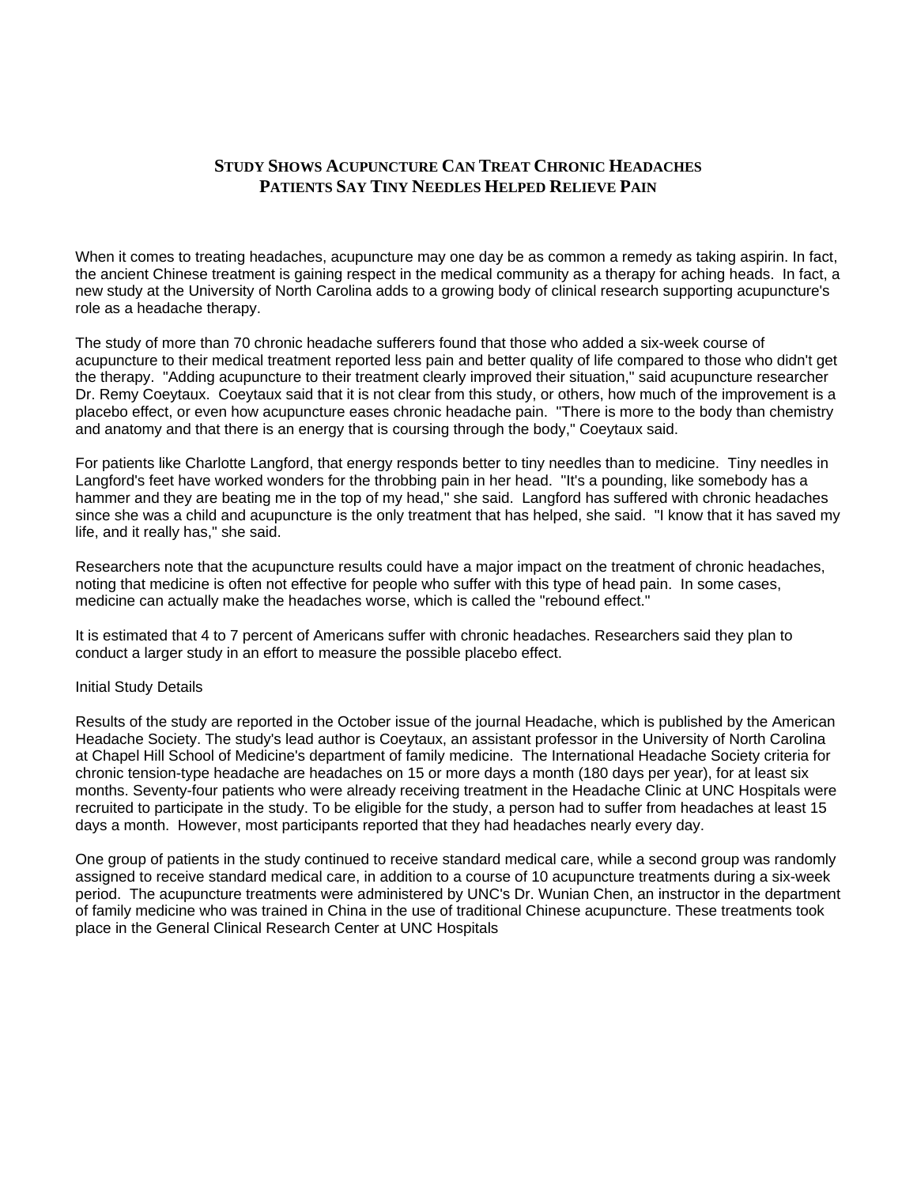## Study Shows Acupuncture Can Treat Chronic Headaches
## Patients Say Tiny Needles Helped Relieve Pain

When it comes to treating headaches, acupuncture may one day be as common a remedy as taking aspirin. In fact, the ancient Chinese treatment is gaining respect in the medical community as a therapy for aching heads. In fact, a new study at the University of North Carolina adds to a growing body of clinical research supporting acupuncture's role as a headache therapy.

The study of more than 70 chronic headache sufferers found that those who added a six-week course of acupuncture to their medical treatment reported less pain and better quality of life compared to those who didn't get the therapy. "Adding acupuncture to their treatment clearly improved their situation," said acupuncture researcher Dr. Remy Coeytaux. Coeytaux said that it is not clear from this study, or others, how much of the improvement is a placebo effect, or even how acupuncture eases chronic headache pain. "There is more to the body than chemistry and anatomy and that there is an energy that is coursing through the body," Coeytaux said.

For patients like Charlotte Langford, that energy responds better to tiny needles than to medicine. Tiny needles in Langford's feet have worked wonders for the throbbing pain in her head. "It's a pounding, like somebody has a hammer and they are beating me in the top of my head," she said. Langford has suffered with chronic headaches since she was a child and acupuncture is the only treatment that has helped, she said. "I know that it has saved my life, and it really has," she said.

Researchers note that the acupuncture results could have a major impact on the treatment of chronic headaches, noting that medicine is often not effective for people who suffer with this type of head pain. In some cases, medicine can actually make the headaches worse, which is called the "rebound effect."

It is estimated that 4 to 7 percent of Americans suffer with chronic headaches. Researchers said they plan to conduct a larger study in an effort to measure the possible placebo effect.

Initial Study Details

Results of the study are reported in the October issue of the journal Headache, which is published by the American Headache Society. The study's lead author is Coeytaux, an assistant professor in the University of North Carolina at Chapel Hill School of Medicine's department of family medicine. The International Headache Society criteria for chronic tension-type headache are headaches on 15 or more days a month (180 days per year), for at least six months. Seventy-four patients who were already receiving treatment in the Headache Clinic at UNC Hospitals were recruited to participate in the study. To be eligible for the study, a person had to suffer from headaches at least 15 days a month. However, most participants reported that they had headaches nearly every day.

One group of patients in the study continued to receive standard medical care, while a second group was randomly assigned to receive standard medical care, in addition to a course of 10 acupuncture treatments during a six-week period. The acupuncture treatments were administered by UNC's Dr. Wunian Chen, an instructor in the department of family medicine who was trained in China in the use of traditional Chinese acupuncture. These treatments took place in the General Clinical Research Center at UNC Hospitals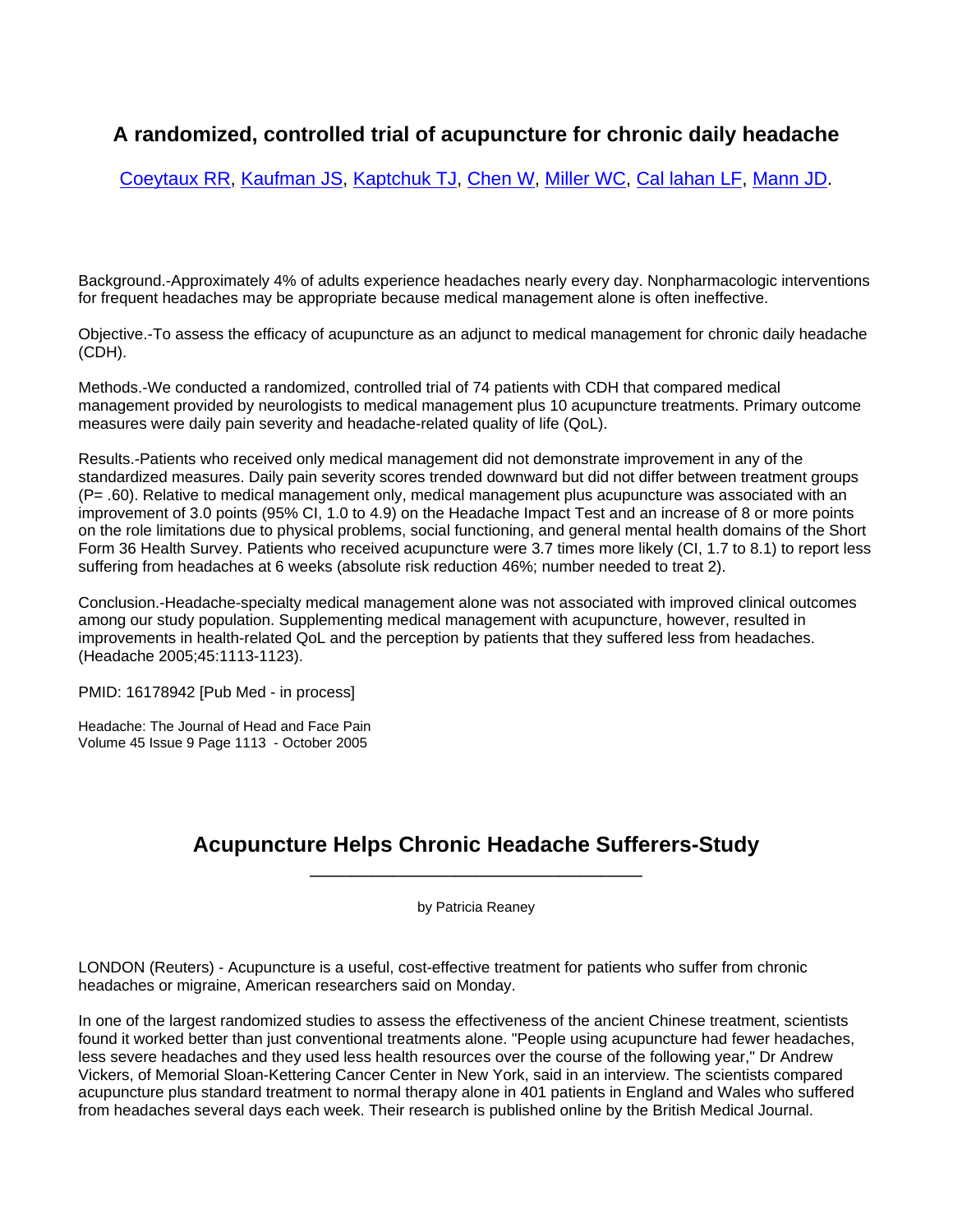## A randomized, controlled trial of acupuncture for chronic daily headache

[Coeytaux RR](), [Kaufman JS](), [Kaptchuk TJ](), [Chen W](), [Miller WC](), [Cal lahan LF](), [Mann JD]().

Background.-Approximately 4% of adults experience headaches nearly every day. Nonpharmacologic interventions for frequent headaches may be appropriate because medical management alone is often ineffective.

Objective.-To assess the efficacy of acupuncture as an adjunct to medical management for chronic daily headache (CDH).

Methods.-We conducted a randomized, controlled trial of 74 patients with CDH that compared medical management provided by neurologists to medical management plus 10 acupuncture treatments. Primary outcome measures were daily pain severity and headache-related quality of life (QoL).

Results.-Patients who received only medical management did not demonstrate improvement in any of the standardized measures. Daily pain severity scores trended downward but did not differ between treatment groups (P= .60). Relative to medical management only, medical management plus acupuncture was associated with an improvement of 3.0 points (95% CI, 1.0 to 4.9) on the Headache Impact Test and an increase of 8 or more points on the role limitations due to physical problems, social functioning, and general mental health domains of the Short Form 36 Health Survey. Patients who received acupuncture were 3.7 times more likely (CI, 1.7 to 8.1) to report less suffering from headaches at 6 weeks (absolute risk reduction 46%; number needed to treat 2).

Conclusion.-Headache-specialty medical management alone was not associated with improved clinical outcomes among our study population. Supplementing medical management with acupuncture, however, resulted in improvements in health-related QoL and the perception by patients that they suffered less from headaches. (Headache 2005;45:1113-1123).

PMID: 16178942 [Pub Med - in process]

Headache: The Journal of Head and Face Pain
Volume 45 Issue 9 Page 1113 - October 2005

## Acupuncture Helps Chronic Headache Sufferers-Study

by Patricia Reaney

LONDON (Reuters) - Acupuncture is a useful, cost-effective treatment for patients who suffer from chronic headaches or migraine, American researchers said on Monday.

In one of the largest randomized studies to assess the effectiveness of the ancient Chinese treatment, scientists found it worked better than just conventional treatments alone. "People using acupuncture had fewer headaches, less severe headaches and they used less health resources over the course of the following year," Dr Andrew Vickers, of Memorial Sloan-Kettering Cancer Center in New York, said in an interview. The scientists compared acupuncture plus standard treatment to normal therapy alone in 401 patients in England and Wales who suffered from headaches several days each week. Their research is published online by the British Medical Journal.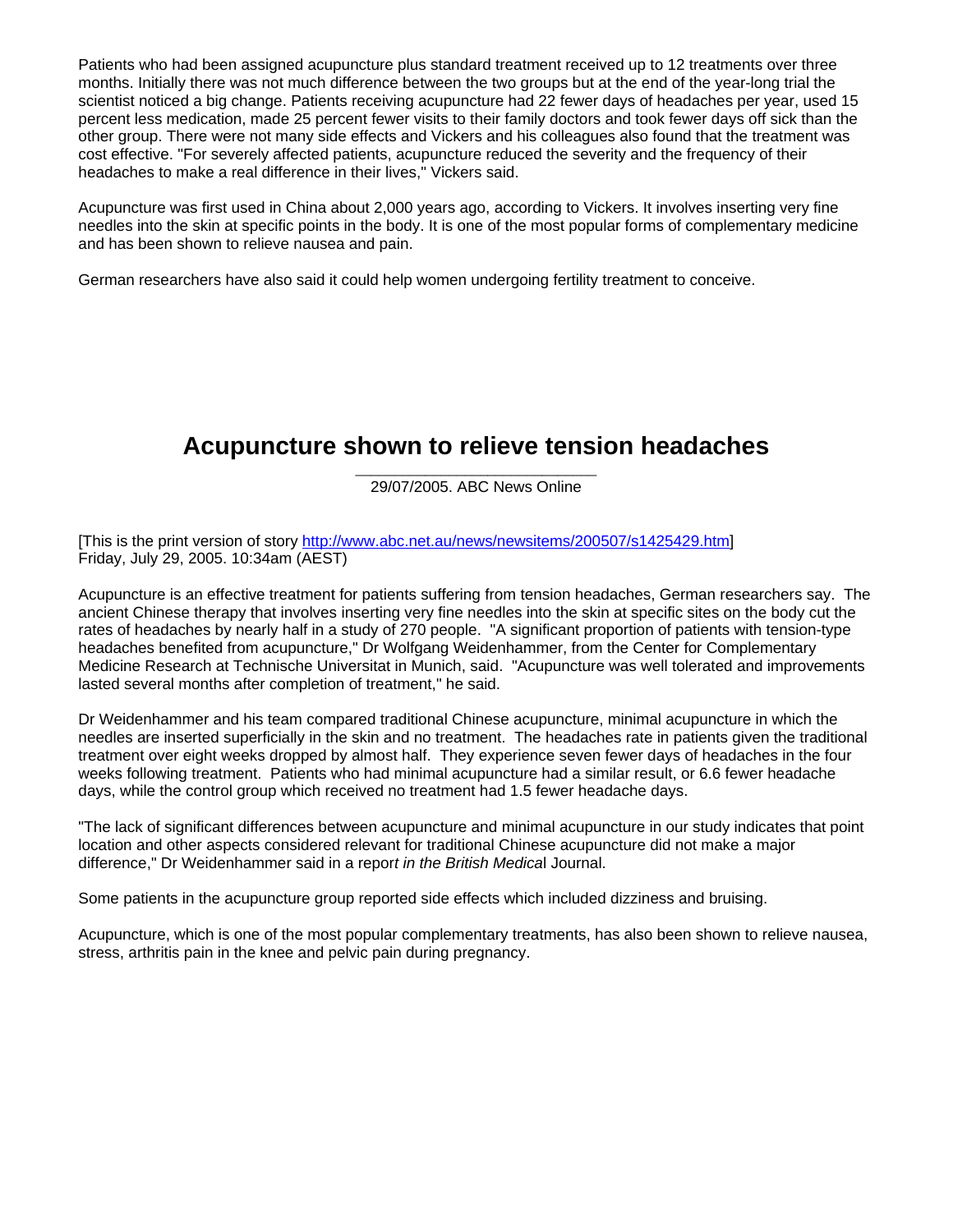Patients who had been assigned acupuncture plus standard treatment received up to 12 treatments over three months. Initially there was not much difference between the two groups but at the end of the year-long trial the scientist noticed a big change. Patients receiving acupuncture had 22 fewer days of headaches per year, used 15 percent less medication, made 25 percent fewer visits to their family doctors and took fewer days off sick than the other group. There were not many side effects and Vickers and his colleagues also found that the treatment was cost effective. "For severely affected patients, acupuncture reduced the severity and the frequency of their headaches to make a real difference in their lives," Vickers said.

Acupuncture was first used in China about 2,000 years ago, according to Vickers. It involves inserting very fine needles into the skin at specific points in the body. It is one of the most popular forms of complementary medicine and has been shown to relieve nausea and pain.

German researchers have also said it could help women undergoing fertility treatment to conceive.

# Acupuncture shown to relieve tension headaches

29/07/2005. ABC News Online

[This is the print version of story http://www.abc.net.au/news/newsitems/200507/s1425429.htm]
Friday, July 29, 2005. 10:34am (AEST)

Acupuncture is an effective treatment for patients suffering from tension headaches, German researchers say. The ancient Chinese therapy that involves inserting very fine needles into the skin at specific sites on the body cut the rates of headaches by nearly half in a study of 270 people. "A significant proportion of patients with tension-type headaches benefited from acupuncture," Dr Wolfgang Weidenhammer, from the Center for Complementary Medicine Research at Technische Universitat in Munich, said. "Acupuncture was well tolerated and improvements lasted several months after completion of treatment," he said.

Dr Weidenhammer and his team compared traditional Chinese acupuncture, minimal acupuncture in which the needles are inserted superficially in the skin and no treatment. The headaches rate in patients given the traditional treatment over eight weeks dropped by almost half. They experience seven fewer days of headaches in the four weeks following treatment. Patients who had minimal acupuncture had a similar result, or 6.6 fewer headache days, while the control group which received no treatment had 1.5 fewer headache days.

"The lack of significant differences between acupuncture and minimal acupuncture in our study indicates that point location and other aspects considered relevant for traditional Chinese acupuncture did not make a major difference," Dr Weidenhammer said in a report *in the British Medical* Journal.

Some patients in the acupuncture group reported side effects which included dizziness and bruising.

Acupuncture, which is one of the most popular complementary treatments, has also been shown to relieve nausea, stress, arthritis pain in the knee and pelvic pain during pregnancy.